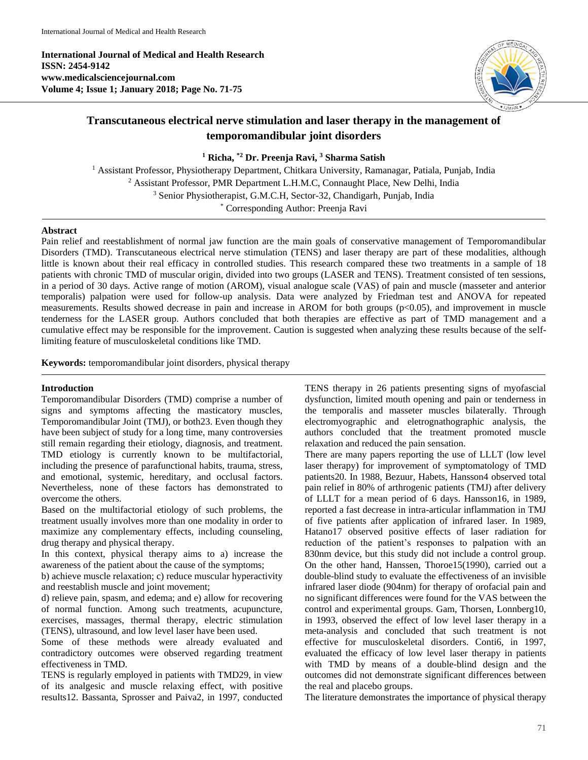# Transcutaneous electrical nerve stimulation and laser therapy in the management of temporomandibular joint disorders

**[1] Richa, *[2] Dr. Preenja Ravi, [3] Sharma Satish**

[1] Assistant Professor, Physiotherapy Department, Chitkara University, Ramanagar, Patiala, Punjab, India
[2] Assistant Professor, PMR Department L.H.M.C, Connaught Place, New Delhi, India
[3] Senior Physiotherapist, G.M.C.H, Sector-32, Chandigarh, Punjab, India
* Corresponding Author: Preenja Ravi

## Abstract

Pain relief and reestablishment of normal jaw function are the main goals of conservative management of Temporomandibular Disorders (TMD). Transcutaneous electrical nerve stimulation (TENS) and laser therapy are part of these modalities, although little is known about their real efficacy in controlled studies. This research compared these two treatments in a sample of 18 patients with chronic TMD of muscular origin, divided into two groups (LASER and TENS). Treatment consisted of ten sessions, in a period of 30 days. Active range of motion (AROM), visual analogue scale (VAS) of pain and muscle (masseter and anterior temporalis) palpation were used for follow-up analysis. Data were analyzed by Friedman test and ANOVA for repeated measurements. Results showed decrease in pain and increase in AROM for both groups ($p<0.05$), and improvement in muscle tenderness for the LASER group. Authors concluded that both therapies are effective as part of TMD management and a cumulative effect may be responsible for the improvement. Caution is suggested when analyzing these results because of the self-limiting feature of musculoskeletal conditions like TMD.

**Keywords:** temporomandibular joint disorders, physical therapy

## Introduction

Temporomandibular Disorders (TMD) comprise a number of signs and symptoms affecting the masticatory muscles, Temporomandibular Joint (TMJ), or both23. Even though they have been subject of study for a long time, many controversies still remain regarding their etiology, diagnosis, and treatment. TMD etiology is currently known to be multifactorial, including the presence of parafunctional habits, trauma, stress, and emotional, systemic, hereditary, and occlusal factors. Nevertheless, none of these factors has demonstrated to overcome the others.

Based on the multifactorial etiology of such problems, the treatment usually involves more than one modality in order to maximize any complementary effects, including counseling, drug therapy and physical therapy.

In this context, physical therapy aims to a) increase the awareness of the patient about the cause of the symptoms;
b) achieve muscle relaxation; c) reduce muscular hyperactivity and reestablish muscle and joint movement;
d) relieve pain, spasm, and edema; and e) allow for recovering of normal function. Among such treatments, acupuncture, exercises, massages, thermal therapy, electric stimulation (TENS), ultrasound, and low level laser have been used.

Some of these methods were already evaluated and contradictory outcomes were observed regarding treatment effectiveness in TMD.

TENS is regularly employed in patients with TMD29, in view of its analgesic and muscle relaxing effect, with positive results12. Bassanta, Sprosser and Paiva2, in 1997, conducted TENS therapy in 26 patients presenting signs of myofascial dysfunction, limited mouth opening and pain or tenderness in the temporalis and masseter muscles bilaterally. Through electromyographic and eletrognathographic analysis, the authors concluded that the treatment promoted muscle relaxation and reduced the pain sensation.

There are many papers reporting the use of LLLT (low level laser therapy) for improvement of symptomatology of TMD patients20. In 1988, Bezuur, Habets, Hansson4 observed total pain relief in 80% of arthrogenic patients (TMJ) after delivery of LLLT for a mean period of 6 days. Hansson16, in 1989, reported a fast decrease in intra-articular inflammation in TMJ of five patients after application of infrared laser. In 1989, Hatano17 observed positive effects of laser radiation for reduction of the patient's responses to palpation with an 830nm device, but this study did not include a control group. On the other hand, Hanssen, Thoroe15(1990), carried out a double-blind study to evaluate the effectiveness of an invisible infrared laser diode (904nm) for therapy of orofacial pain and no significant differences were found for the VAS between the control and experimental groups. Gam, Thorsen, Lonnberg10, in 1993, observed the effect of low level laser therapy in a meta-analysis and concluded that such treatment is not effective for musculoskeletal disorders. Conti6, in 1997, evaluated the efficacy of low level laser therapy in patients with TMD by means of a double-blind design and the outcomes did not demonstrate significant differences between the real and placebo groups.

The literature demonstrates the importance of physical therapy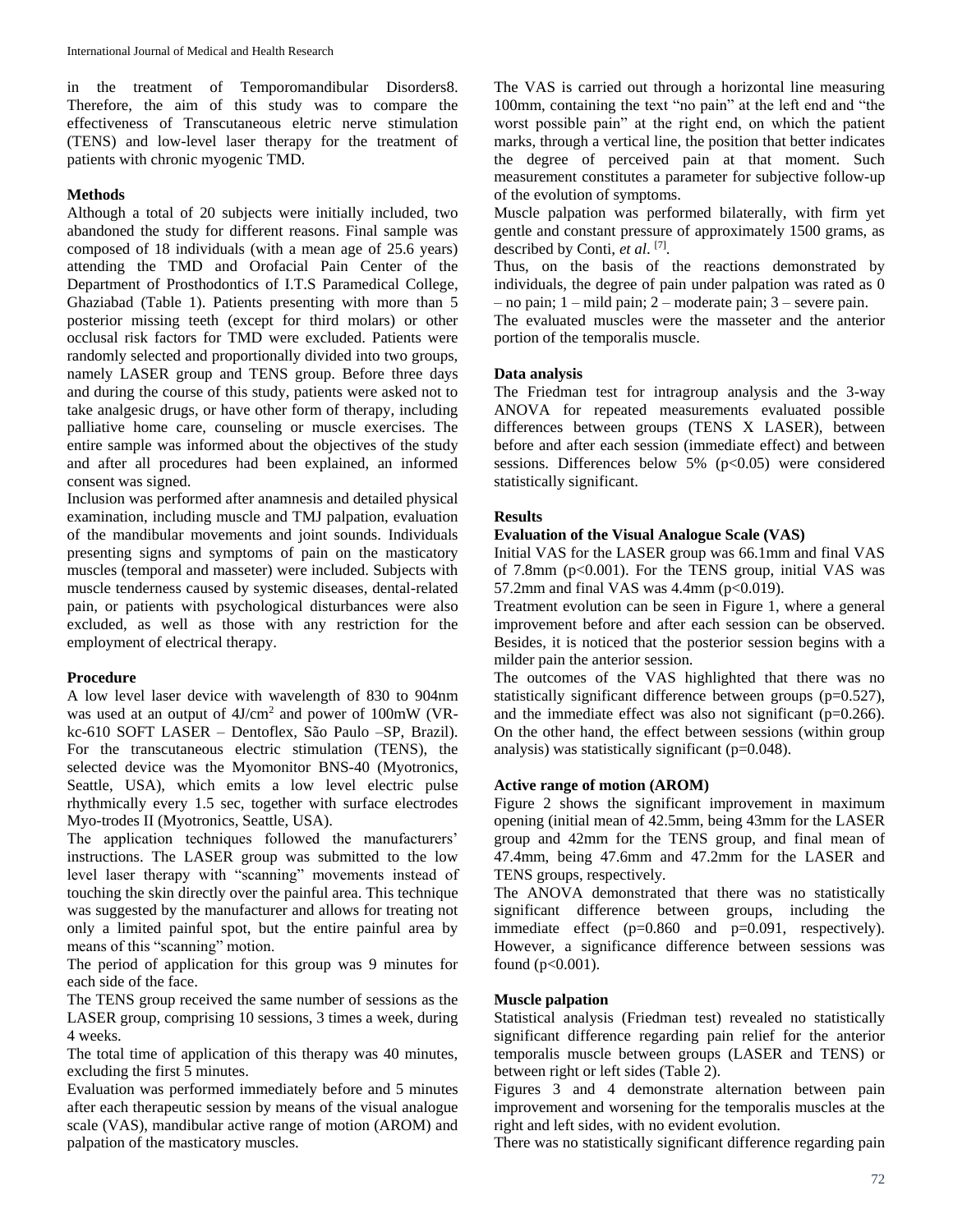in the treatment of Temporomandibular Disorders8. Therefore, the aim of this study was to compare the effectiveness of Transcutaneous eletric nerve stimulation (TENS) and low-level laser therapy for the treatment of patients with chronic myogenic TMD.

## Methods

Although a total of 20 subjects were initially included, two abandoned the study for different reasons. Final sample was composed of 18 individuals (with a mean age of 25.6 years) attending the TMD and Orofacial Pain Center of the Department of Prosthodontics of I.T.S Paramedical College, Ghaziabad (Table 1). Patients presenting with more than 5 posterior missing teeth (except for third molars) or other occlusal risk factors for TMD were excluded. Patients were randomly selected and proportionally divided into two groups, namely LASER group and TENS group. Before three days and during the course of this study, patients were asked not to take analgesic drugs, or have other form of therapy, including palliative home care, counseling or muscle exercises. The entire sample was informed about the objectives of the study and after all procedures had been explained, an informed consent was signed.

Inclusion was performed after anamnesis and detailed physical examination, including muscle and TMJ palpation, evaluation of the mandibular movements and joint sounds. Individuals presenting signs and symptoms of pain on the masticatory muscles (temporal and masseter) were included. Subjects with muscle tenderness caused by systemic diseases, dental-related pain, or patients with psychological disturbances were also excluded, as well as those with any restriction for the employment of electrical therapy.

## Procedure

A low level laser device with wavelength of 830 to 904nm was used at an output of 4J/cm$^2$ and power of 100mW (VR-kc-610 SOFT LASER – Dentoflex, São Paulo –SP, Brazil). For the transcutaneous electric stimulation (TENS), the selected device was the Myomonitor BNS-40 (Myotronics, Seattle, USA), which emits a low level electric pulse rhythmically every 1.5 sec, together with surface electrodes Myo-trodes II (Myotronics, Seattle, USA).

The application techniques followed the manufacturers' instructions. The LASER group was submitted to the low level laser therapy with "scanning" movements instead of touching the skin directly over the painful area. This technique was suggested by the manufacturer and allows for treating not only a limited painful spot, but the entire painful area by means of this "scanning" motion.

The period of application for this group was 9 minutes for each side of the face.

The TENS group received the same number of sessions as the LASER group, comprising 10 sessions, 3 times a week, during 4 weeks.

The total time of application of this therapy was 40 minutes, excluding the first 5 minutes.

Evaluation was performed immediately before and 5 minutes after each therapeutic session by means of the visual analogue scale (VAS), mandibular active range of motion (AROM) and palpation of the masticatory muscles.

The VAS is carried out through a horizontal line measuring 100mm, containing the text "no pain" at the left end and "the worst possible pain" at the right end, on which the patient marks, through a vertical line, the position that better indicates the degree of perceived pain at that moment. Such measurement constitutes a parameter for subjective follow-up of the evolution of symptoms.

Muscle palpation was performed bilaterally, with firm yet gentle and constant pressure of approximately 1500 grams, as described by Conti, *et al*. [7].

Thus, on the basis of the reactions demonstrated by individuals, the degree of pain under palpation was rated as 0 – no pain; 1 – mild pain; 2 – moderate pain; 3 – severe pain.

The evaluated muscles were the masseter and the anterior portion of the temporalis muscle.

## Data analysis

The Friedman test for intragroup analysis and the 3-way ANOVA for repeated measurements evaluated possible differences between groups (TENS X LASER), between before and after each session (immediate effect) and between sessions. Differences below 5% ($p<0.05$) were considered statistically significant.

## Results

### Evaluation of the Visual Analogue Scale (VAS)

Initial VAS for the LASER group was 66.1mm and final VAS of 7.8mm ($p<0.001$). For the TENS group, initial VAS was 57.2mm and final VAS was 4.4mm ($p<0.019$).

Treatment evolution can be seen in Figure 1, where a general improvement before and after each session can be observed. Besides, it is noticed that the posterior session begins with a milder pain the anterior session.

The outcomes of the VAS highlighted that there was no statistically significant difference between groups ($p=0.527$), and the immediate effect was also not significant ($p=0.266$). On the other hand, the effect between sessions (within group analysis) was statistically significant ($p=0.048$).

### Active range of motion (AROM)

Figure 2 shows the significant improvement in maximum opening (initial mean of 42.5mm, being 43mm for the LASER group and 42mm for the TENS group, and final mean of 47.4mm, being 47.6mm and 47.2mm for the LASER and TENS groups, respectively.

The ANOVA demonstrated that there was no statistically significant difference between groups, including the immediate effect ($p=0.860$ and $p=0.091$, respectively). However, a significance difference between sessions was found ($p<0.001$).

### Muscle palpation

Statistical analysis (Friedman test) revealed no statistically significant difference regarding pain relief for the anterior temporalis muscle between groups (LASER and TENS) or between right or left sides (Table 2).

Figures 3 and 4 demonstrate alternation between pain improvement and worsening for the temporalis muscles at the right and left sides, with no evident evolution.

There was no statistically significant difference regarding pain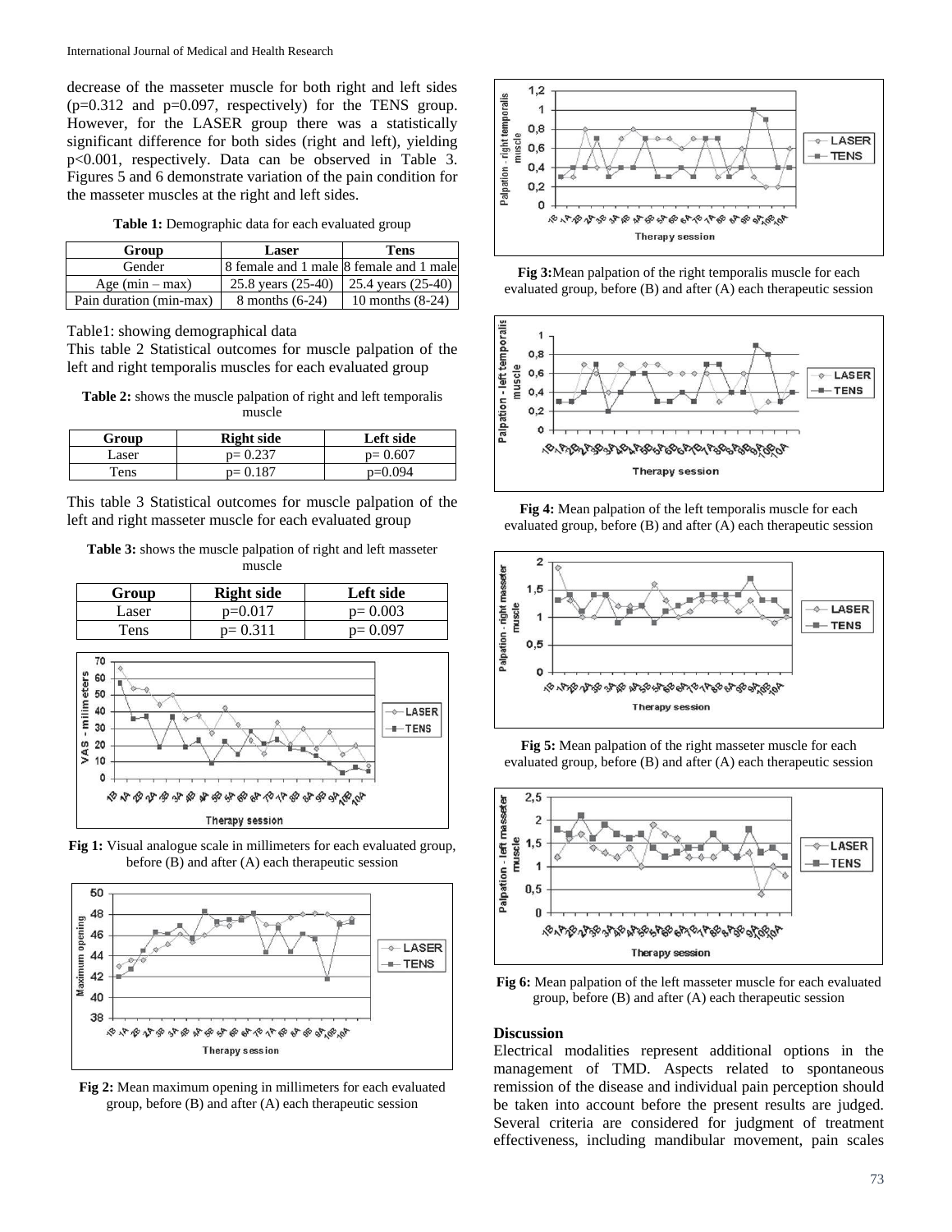decrease of the masseter muscle for both right and left sides (p=0.312 and p=0.097, respectively) for the TENS group. However, for the LASER group there was a statistically significant difference for both sides (right and left), yielding p<0.001, respectively. Data can be observed in Table 3. Figures 5 and 6 demonstrate variation of the pain condition for the masseter muscles at the right and left sides.

**Table 1:** Demographic data for each evaluated group

| Group | Laser | Tens |
|---|---|---|
| Gender | 8 female and 1 male | 8 female and 1 male |
| Age (min – max) | 25.8 years (25-40) | 25.4 years (25-40) |
| Pain duration (min-max) | 8 months (6-24) | 10 months (8-24) |

Table1: showing demographical data

This table 2 Statistical outcomes for muscle palpation of the left and right temporalis muscles for each evaluated group

**Table 2:** shows the muscle palpation of right and left temporalis muscle

| Group | Right side | Left side |
|---|---|---|
| Laser | p= 0.237 | p= 0.607 |
| Tens | p= 0.187 | p=0.094 |

This table 3 Statistical outcomes for muscle palpation of the left and right masseter muscle for each evaluated group

**Table 3:** shows the muscle palpation of right and left masseter muscle

| Group | Right side | Left side |
|---|---|---|
| Laser | p=0.017 | p= 0.003 |
| Tens | p= 0.311 | p= 0.097 |

**Fig 1:** Visual analogue scale in millimeters for each evaluated group, before (B) and after (A) each therapeutic session

**Fig 2:** Mean maximum opening in millimeters for each evaluated group, before (B) and after (A) each therapeutic session

**Fig 3:** Mean palpation of the right temporalis muscle for each evaluated group, before (B) and after (A) each therapeutic session

**Fig 4:** Mean palpation of the left temporalis muscle for each evaluated group, before (B) and after (A) each therapeutic session

**Fig 5:** Mean palpation of the right masseter muscle for each evaluated group, before (B) and after (A) each therapeutic session

**Fig 6:** Mean palpation of the left masseter muscle for each evaluated group, before (B) and after (A) each therapeutic session

## Discussion

Electrical modalities represent additional options in the management of TMD. Aspects related to spontaneous remission of the disease and individual pain perception should be taken into account before the present results are judged. Several criteria are considered for judgment of treatment effectiveness, including mandibular movement, pain scales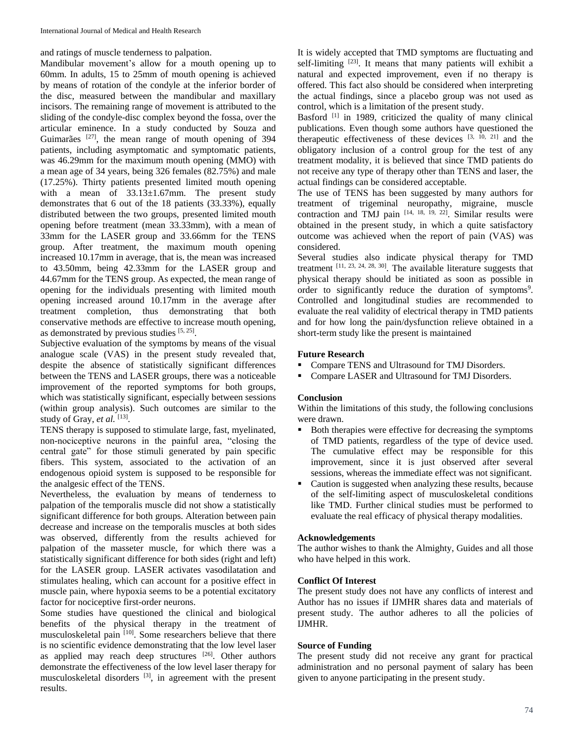and ratings of muscle tenderness to palpation.

Mandibular movement's allow for a mouth opening up to 60mm. In adults, 15 to 25mm of mouth opening is achieved by means of rotation of the condyle at the inferior border of the disc, measured between the mandibular and maxillary incisors. The remaining range of movement is attributed to the sliding of the condyle-disc complex beyond the fossa, over the articular eminence. In a study conducted by Souza and Guimarães [27], the mean range of mouth opening of 394 patients, including asymptomatic and symptomatic patients, was 46.29mm for the maximum mouth opening (MMO) with a mean age of 34 years, being 326 females (82.75%) and male (17.25%). Thirty patients presented limited mouth opening with a mean of 33.13±1.67mm. The present study demonstrates that 6 out of the 18 patients (33.33%), equally distributed between the two groups, presented limited mouth opening before treatment (mean 33.33mm), with a mean of 33mm for the LASER group and 33.66mm for the TENS group. After treatment, the maximum mouth opening increased 10.17mm in average, that is, the mean was increased to 43.50mm, being 42.33mm for the LASER group and 44.67mm for the TENS group. As expected, the mean range of opening for the individuals presenting with limited mouth opening increased around 10.17mm in the average after treatment completion, thus demonstrating that both conservative methods are effective to increase mouth opening, as demonstrated by previous studies [5, 25].

Subjective evaluation of the symptoms by means of the visual analogue scale (VAS) in the present study revealed that, despite the absence of statistically significant differences between the TENS and LASER groups, there was a noticeable improvement of the reported symptoms for both groups, which was statistically significant, especially between sessions (within group analysis). Such outcomes are similar to the study of Gray, *et al.* [13].

TENS therapy is supposed to stimulate large, fast, myelinated, non-nociceptive neurons in the painful area, "closing the central gate" for those stimuli generated by pain specific fibers. This system, associated to the activation of an endogenous opioid system is supposed to be responsible for the analgesic effect of the TENS.

Nevertheless, the evaluation by means of tenderness to palpation of the temporalis muscle did not show a statistically significant difference for both groups. Alteration between pain decrease and increase on the temporalis muscles at both sides was observed, differently from the results achieved for palpation of the masseter muscle, for which there was a statistically significant difference for both sides (right and left) for the LASER group. LASER activates vasodilatation and stimulates healing, which can account for a positive effect in muscle pain, where hypoxia seems to be a potential excitatory factor for nociceptive first-order neurons.

Some studies have questioned the clinical and biological benefits of the physical therapy in the treatment of musculoskeletal pain [10]. Some researchers believe that there is no scientific evidence demonstrating that the low level laser as applied may reach deep structures [26]. Other authors demonstrate the effectiveness of the low level laser therapy for musculoskeletal disorders [3], in agreement with the present results.

It is widely accepted that TMD symptoms are fluctuating and self-limiting [23]. It means that many patients will exhibit a natural and expected improvement, even if no therapy is offered. This fact also should be considered when interpreting the actual findings, since a placebo group was not used as control, which is a limitation of the present study.

Basford [1] in 1989, criticized the quality of many clinical publications. Even though some authors have questioned the therapeutic effectiveness of these devices [3, 10, 21] and the obligatory inclusion of a control group for the test of any treatment modality, it is believed that since TMD patients do not receive any type of therapy other than TENS and laser, the actual findings can be considered acceptable.

The use of TENS has been suggested by many authors for treatment of trigeminal neuropathy, migraine, muscle contraction and TMJ pain [14, 18, 19, 22]. Similar results were obtained in the present study, in which a quite satisfactory outcome was achieved when the report of pain (VAS) was considered.

Several studies also indicate physical therapy for TMD treatment [11, 23, 24, 28, 30]. The available literature suggests that physical therapy should be initiated as soon as possible in order to significantly reduce the duration of symptoms[9]. Controlled and longitudinal studies are recommended to evaluate the real validity of electrical therapy in TMD patients and for how long the pain/dysfunction relieve obtained in a short-term study like the present is maintained

## Future Research

- Compare TENS and Ultrasound for TMJ Disorders.
- Compare LASER and Ultrasound for TMJ Disorders.

## Conclusion

Within the limitations of this study, the following conclusions were drawn.

- Both therapies were effective for decreasing the symptoms of TMD patients, regardless of the type of device used. The cumulative effect may be responsible for this improvement, since it is just observed after several sessions, whereas the immediate effect was not significant.
- Caution is suggested when analyzing these results, because of the self-limiting aspect of musculoskeletal conditions like TMD. Further clinical studies must be performed to evaluate the real efficacy of physical therapy modalities.

## Acknowledgements

The author wishes to thank the Almighty, Guides and all those who have helped in this work.

## Conflict Of Interest

The present study does not have any conflicts of interest and Author has no issues if IJMHR shares data and materials of present study. The author adheres to all the policies of IJMHR.

## Source of Funding

The present study did not receive any grant for practical administration and no personal payment of salary has been given to anyone participating in the present study.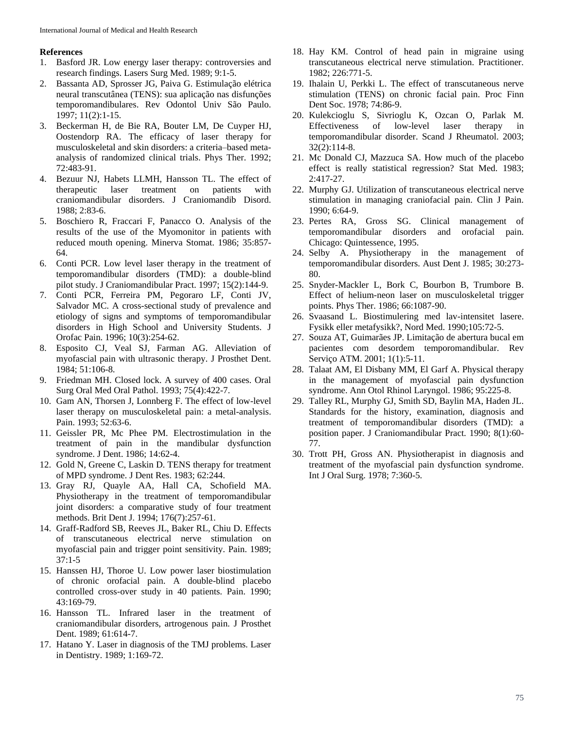**References**

1. Basford JR. Low energy laser therapy: controversies and research findings. Lasers Surg Med. 1989; 9:1-5.
2. Bassanta AD, Sprosser JG, Paiva G. Estimulação elétrica neural transcutânea (TENS): sua aplicação nas disfunções temporomandibulares. Rev Odontol Univ São Paulo. 1997; 11(2):1-15.
3. Beckerman H, de Bie RA, Bouter LM, De Cuyper HJ, Oostendorp RA. The efficacy of laser therapy for musculoskeletal and skin disorders: a criteria–based meta-analysis of randomized clinical trials. Phys Ther. 1992; 72:483-91.
4. Bezuur NJ, Habets LLMH, Hansson TL. The effect of therapeutic laser treatment on patients with craniomandibular disorders. J Craniomandib Disord. 1988; 2:83-6.
5. Boschiero R, Fraccari F, Panacco O. Analysis of the results of the use of the Myomonitor in patients with reduced mouth opening. Minerva Stomat. 1986; 35:857-64.
6. Conti PCR. Low level laser therapy in the treatment of temporomandibular disorders (TMD): a double-blind pilot study. J Craniomandibular Pract. 1997; 15(2):144-9.
7. Conti PCR, Ferreira PM, Pegoraro LF, Conti JV, Salvador MC. A cross-sectional study of prevalence and etiology of signs and symptoms of temporomandibular disorders in High School and University Students. J Orofac Pain. 1996; 10(3):254-62.
8. Esposito CJ, Veal SJ, Farman AG. Alleviation of myofascial pain with ultrasonic therapy. J Prosthet Dent. 1984; 51:106-8.
9. Friedman MH. Closed lock. A survey of 400 cases. Oral Surg Oral Med Oral Pathol. 1993; 75(4):422-7.
10. Gam AN, Thorsen J, Lonnberg F. The effect of low-level laser therapy on musculoskeletal pain: a metal-analysis. Pain. 1993; 52:63-6.
11. Geissler PR, Mc Phee PM. Electrostimulation in the treatment of pain in the mandibular dysfunction syndrome. J Dent. 1986; 14:62-4.
12. Gold N, Greene C, Laskin D. TENS therapy for treatment of MPD syndrome. J Dent Res. 1983; 62:244.
13. Gray RJ, Quayle AA, Hall CA, Schofield MA. Physiotherapy in the treatment of temporomandibular joint disorders: a comparative study of four treatment methods. Brit Dent J. 1994; 176(7):257-61.
14. Graff-Radford SB, Reeves JL, Baker RL, Chiu D. Effects of transcutaneous electrical nerve stimulation on myofascial pain and trigger point sensitivity. Pain. 1989; 37:1-5
15. Hanssen HJ, Thoroe U. Low power laser biostimulation of chronic orofacial pain. A double-blind placebo controlled cross-over study in 40 patients. Pain. 1990; 43:169-79.
16. Hansson TL. Infrared laser in the treatment of craniomandibular disorders, artrogenous pain. J Prosthet Dent. 1989; 61:614-7.
17. Hatano Y. Laser in diagnosis of the TMJ problems. Laser in Dentistry. 1989; 1:169-72.
18. Hay KM. Control of head pain in migraine using transcutaneous electrical nerve stimulation. Practitioner. 1982; 226:771-5.
19. Ihalain U, Perkki L. The effect of transcutaneous nerve stimulation (TENS) on chronic facial pain. Proc Finn Dent Soc. 1978; 74:86-9.
20. Kulekcioglu S, Sivrioglu K, Ozcan O, Parlak M. Effectiveness of low-level laser therapy in temporomandibular disorder. Scand J Rheumatol. 2003; 32(2):114-8.
21. Mc Donald CJ, Mazzuca SA. How much of the placebo effect is really statistical regression? Stat Med. 1983; 2:417-27.
22. Murphy GJ. Utilization of transcutaneous electrical nerve stimulation in managing craniofacial pain. Clin J Pain. 1990; 6:64-9.
23. Pertes RA, Gross SG. Clinical management of temporomandibular disorders and orofacial pain. Chicago: Quintessence, 1995.
24. Selby A. Physiotherapy in the management of temporomandibular disorders. Aust Dent J. 1985; 30:273-80.
25. Snyder-Mackler L, Bork C, Bourbon B, Trumbore B. Effect of helium-neon laser on musculoskeletal trigger points. Phys Ther. 1986; 66:1087-90.
26. Svaasand L. Biostimulering med lav-intensitet lasere. Fysikk eller metafysikk?, Nord Med. 1990;105:72-5.
27. Souza AT, Guimarães JP. Limitação de abertura bucal em pacientes com desordem temporomandibular. Rev Serviço ATM. 2001; 1(1):5-11.
28. Talaat AM, El Disbany MM, El Garf A. Physical therapy in the management of myofascial pain dysfunction syndrome. Ann Otol Rhinol Laryngol. 1986; 95:225-8.
29. Talley RL, Murphy GJ, Smith SD, Baylin MA, Haden JL. Standards for the history, examination, diagnosis and treatment of temporomandibular disorders (TMD): a position paper. J Craniomandibular Pract. 1990; 8(1):60-77.
30. Trott PH, Gross AN. Physiotherapist in diagnosis and treatment of the myofascial pain dysfunction syndrome. Int J Oral Surg. 1978; 7:360-5.